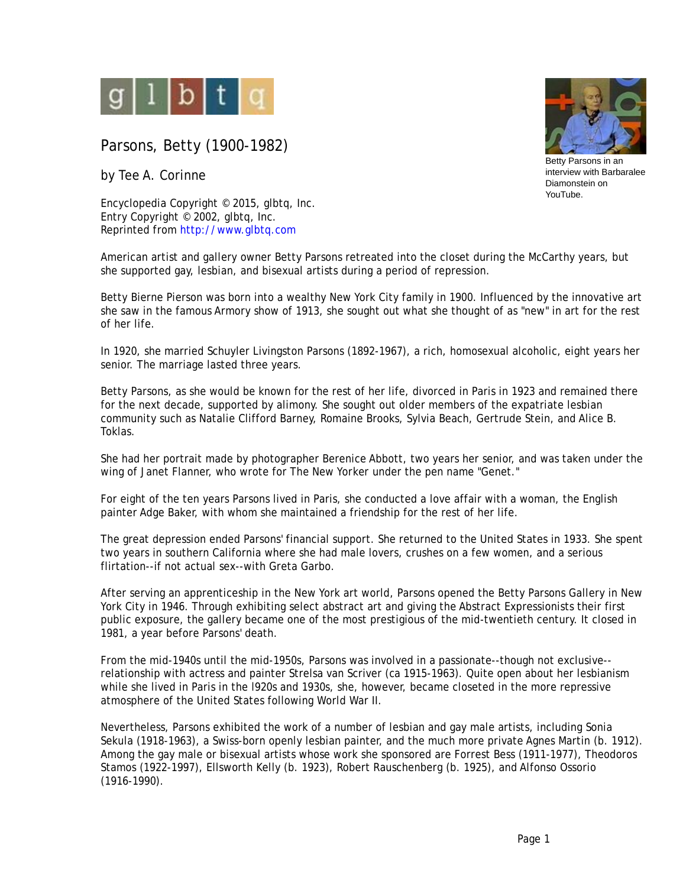glbtq

# Parsons, Betty (1900-1982)

by Tee A. Corinne

Encyclopedia Copyright © 2015, glbtq, Inc.
Entry Copyright © 2002, glbtq, Inc.
Reprinted from http://www.glbtq.com

Betty Parsons in an interview with Barbaralee Diamonstein on YouTube.

American artist and gallery owner Betty Parsons retreated into the closet during the McCarthy years, but she supported gay, lesbian, and bisexual artists during a period of repression.

Betty Bierne Pierson was born into a wealthy New York City family in 1900. Influenced by the innovative art she saw in the famous Armory show of 1913, she sought out what she thought of as "new" in art for the rest of her life.

In 1920, she married Schuyler Livingston Parsons (1892-1967), a rich, homosexual alcoholic, eight years her senior. The marriage lasted three years.

Betty Parsons, as she would be known for the rest of her life, divorced in Paris in 1923 and remained there for the next decade, supported by alimony. She sought out older members of the expatriate lesbian community such as Natalie Clifford Barney, Romaine Brooks, Sylvia Beach, Gertrude Stein, and Alice B. Toklas.

She had her portrait made by photographer Berenice Abbott, two years her senior, and was taken under the wing of Janet Flanner, who wrote for The New Yorker under the pen name "Genet."

For eight of the ten years Parsons lived in Paris, she conducted a love affair with a woman, the English painter Adge Baker, with whom she maintained a friendship for the rest of her life.

The great depression ended Parsons' financial support. She returned to the United States in 1933. She spent two years in southern California where she had male lovers, crushes on a few women, and a serious flirtation--if not actual sex--with Greta Garbo.

After serving an apprenticeship in the New York art world, Parsons opened the Betty Parsons Gallery in New York City in 1946. Through exhibiting select abstract art and giving the Abstract Expressionists their first public exposure, the gallery became one of the most prestigious of the mid-twentieth century. It closed in 1981, a year before Parsons' death.

From the mid-1940s until the mid-1950s, Parsons was involved in a passionate--though not exclusive--relationship with actress and painter Strelsa van Scriver (ca 1915-1963). Quite open about her lesbianism while she lived in Paris in the l920s and 1930s, she, however, became closeted in the more repressive atmosphere of the United States following World War II.

Nevertheless, Parsons exhibited the work of a number of lesbian and gay male artists, including Sonia Sekula (1918-1963), a Swiss-born openly lesbian painter, and the much more private Agnes Martin (b. 1912). Among the gay male or bisexual artists whose work she sponsored are Forrest Bess (1911-1977), Theodoros Stamos (1922-1997), Ellsworth Kelly (b. 1923), Robert Rauschenberg (b. 1925), and Alfonso Ossorio (1916-1990).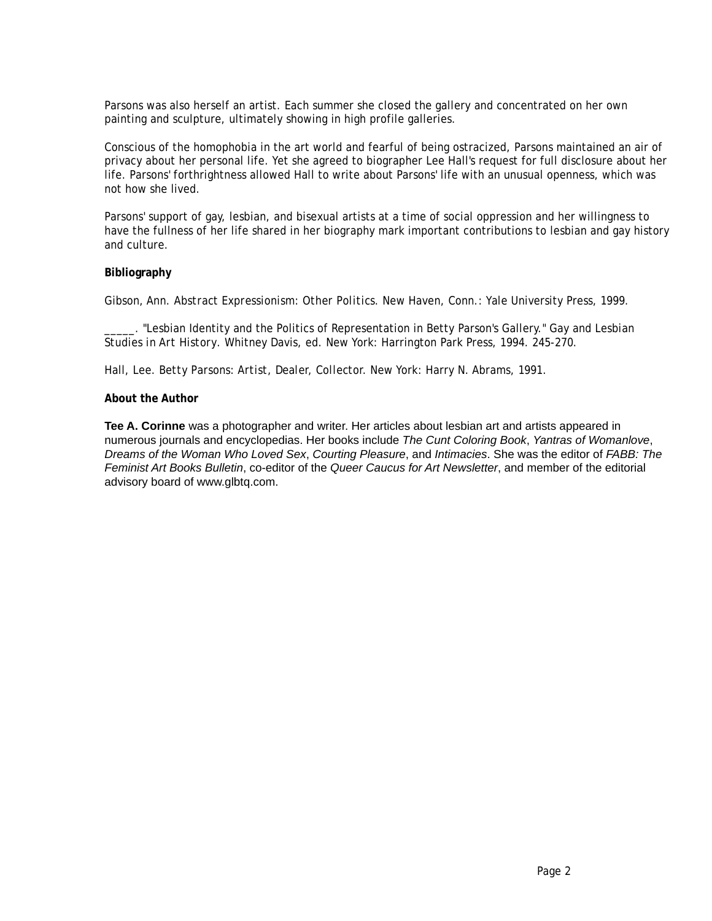Parsons was also herself an artist. Each summer she closed the gallery and concentrated on her own painting and sculpture, ultimately showing in high profile galleries.

Conscious of the homophobia in the art world and fearful of being ostracized, Parsons maintained an air of privacy about her personal life. Yet she agreed to biographer Lee Hall's request for full disclosure about her life. Parsons' forthrightness allowed Hall to write about Parsons' life with an unusual openness, which was not how she lived.

Parsons' support of gay, lesbian, and bisexual artists at a time of social oppression and her willingness to have the fullness of her life shared in her biography mark important contributions to lesbian and gay history and culture.

**Bibliography**

Gibson, Ann. *Abstract Expressionism: Other Politics*. New Haven, Conn.: Yale University Press, 1999.

_____. "Lesbian Identity and the Politics of Representation in Betty Parson's Gallery." *Gay and Lesbian Studies in Art History*. Whitney Davis, ed. New York: Harrington Park Press, 1994. 245-270.

Hall, Lee. *Betty Parsons: Artist, Dealer, Collector*. New York: Harry N. Abrams, 1991.

**About the Author**

**Tee A. Corinne** was a photographer and writer. Her articles about lesbian art and artists appeared in numerous journals and encyclopedias. Her books include *The Cunt Coloring Book*, *Yantras of Womanlove*, *Dreams of the Woman Who Loved Sex*, *Courting Pleasure*, and *Intimacies*. She was the editor of *FABB: The Feminist Art Books Bulletin*, co-editor of the *Queer Caucus for Art Newsletter*, and member of the editorial advisory board of www.glbtq.com.